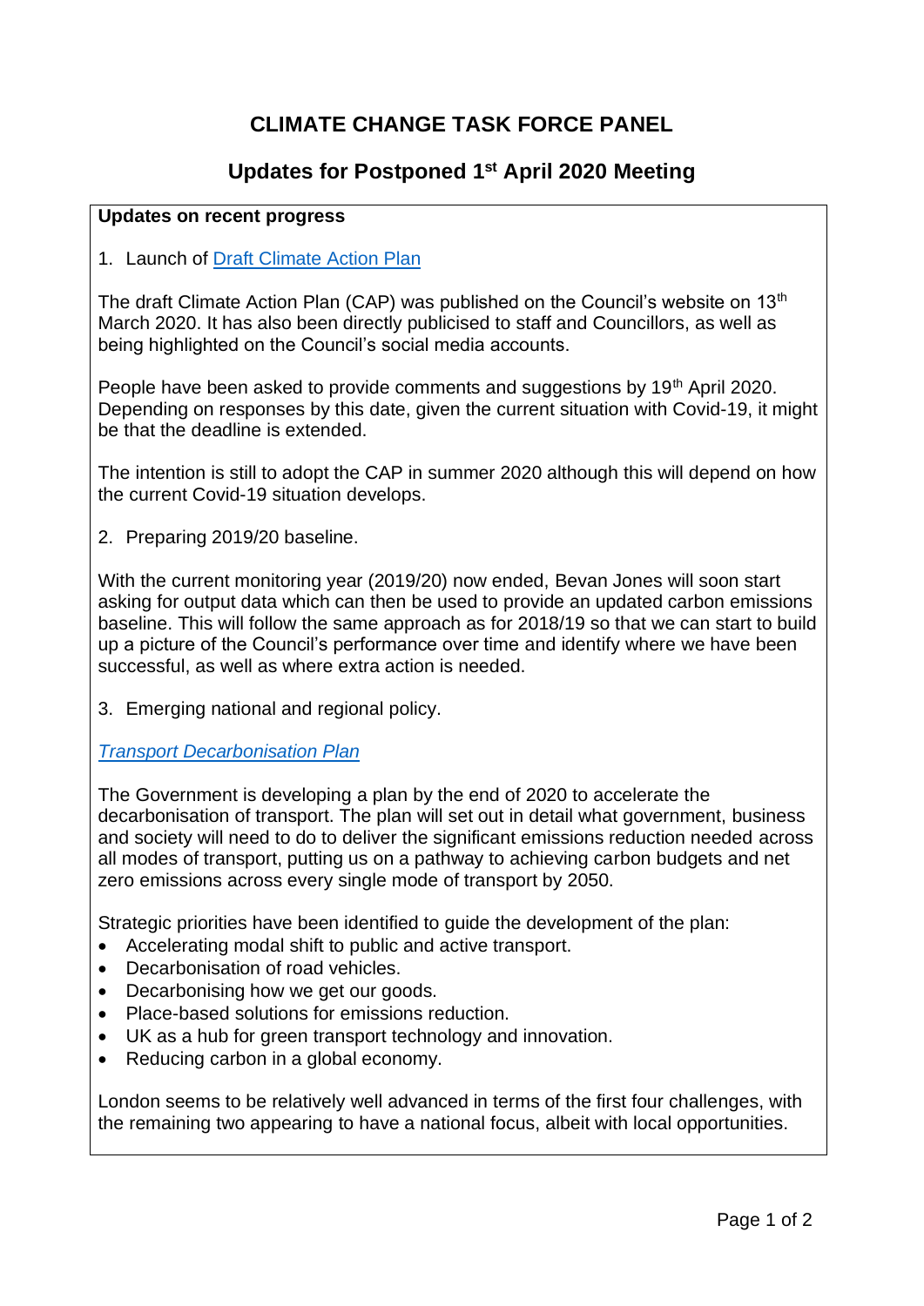# CLIMATE CHANGE TASK FORCE PANEL

## Updates for Postponed 1st April 2020 Meeting

**Updates on recent progress**

1. Launch of Draft Climate Action Plan

The draft Climate Action Plan (CAP) was published on the Council's website on 13th March 2020. It has also been directly publicised to staff and Councillors, as well as being highlighted on the Council's social media accounts.

People have been asked to provide comments and suggestions by 19th April 2020. Depending on responses by this date, given the current situation with Covid-19, it might be that the deadline is extended.

The intention is still to adopt the CAP in summer 2020 although this will depend on how the current Covid-19 situation develops.

2. Preparing 2019/20 baseline.

With the current monitoring year (2019/20) now ended, Bevan Jones will soon start asking for output data which can then be used to provide an updated carbon emissions baseline. This will follow the same approach as for 2018/19 so that we can start to build up a picture of the Council's performance over time and identify where we have been successful, as well as where extra action is needed.

3. Emerging national and regional policy.

*Transport Decarbonisation Plan*

The Government is developing a plan by the end of 2020 to accelerate the decarbonisation of transport. The plan will set out in detail what government, business and society will need to do to deliver the significant emissions reduction needed across all modes of transport, putting us on a pathway to achieving carbon budgets and net zero emissions across every single mode of transport by 2050.

Strategic priorities have been identified to guide the development of the plan:

- Accelerating modal shift to public and active transport.
- Decarbonisation of road vehicles.
- Decarbonising how we get our goods.
- Place-based solutions for emissions reduction.
- UK as a hub for green transport technology and innovation.
- Reducing carbon in a global economy.

London seems to be relatively well advanced in terms of the first four challenges, with the remaining two appearing to have a national focus, albeit with local opportunities.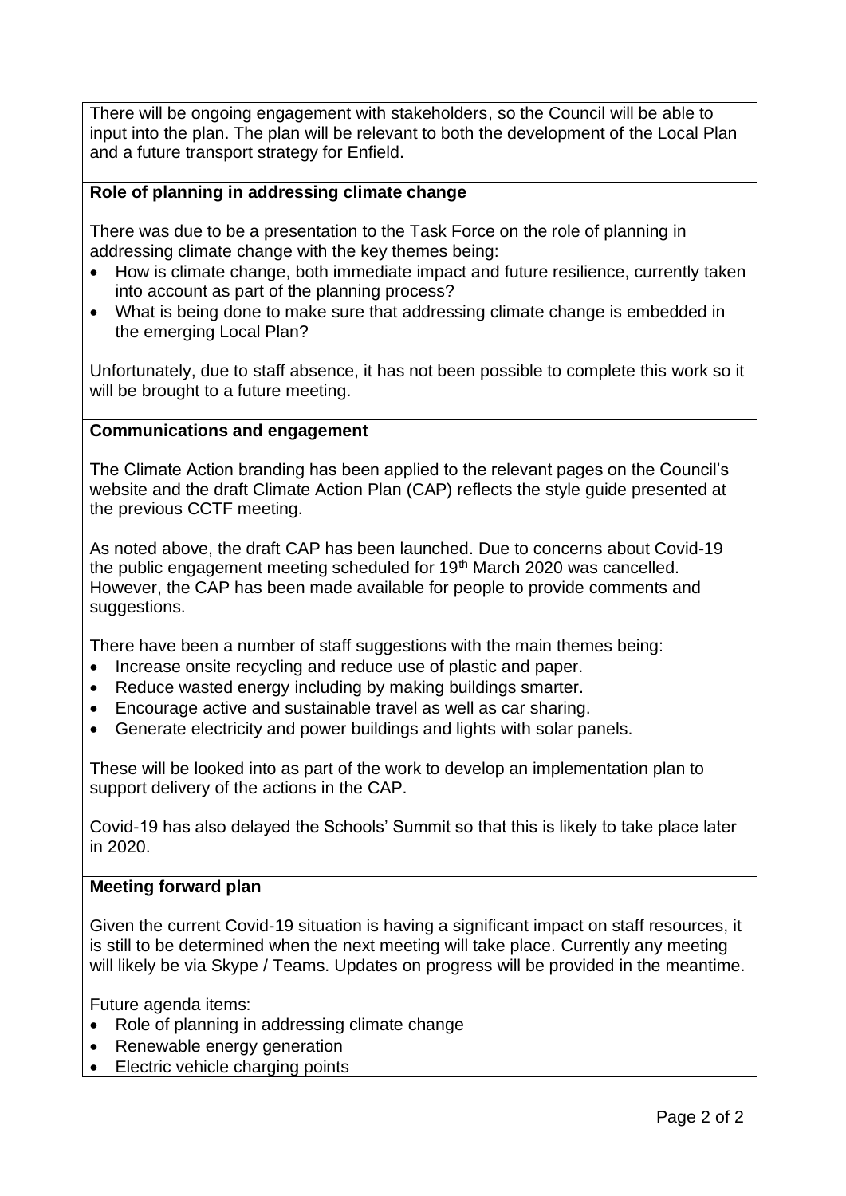There will be ongoing engagement with stakeholders, so the Council will be able to input into the plan. The plan will be relevant to both the development of the Local Plan and a future transport strategy for Enfield.

**Role of planning in addressing climate change**

There was due to be a presentation to the Task Force on the role of planning in addressing climate change with the key themes being:

- How is climate change, both immediate impact and future resilience, currently taken into account as part of the planning process?
- What is being done to make sure that addressing climate change is embedded in the emerging Local Plan?

Unfortunately, due to staff absence, it has not been possible to complete this work so it will be brought to a future meeting.

**Communications and engagement**

The Climate Action branding has been applied to the relevant pages on the Council's website and the draft Climate Action Plan (CAP) reflects the style guide presented at the previous CCTF meeting.

As noted above, the draft CAP has been launched. Due to concerns about Covid-19 the public engagement meeting scheduled for 19th March 2020 was cancelled. However, the CAP has been made available for people to provide comments and suggestions.

There have been a number of staff suggestions with the main themes being:

- Increase onsite recycling and reduce use of plastic and paper.
- Reduce wasted energy including by making buildings smarter.
- Encourage active and sustainable travel as well as car sharing.
- Generate electricity and power buildings and lights with solar panels.

These will be looked into as part of the work to develop an implementation plan to support delivery of the actions in the CAP.

Covid-19 has also delayed the Schools' Summit so that this is likely to take place later in 2020.

**Meeting forward plan**

Given the current Covid-19 situation is having a significant impact on staff resources, it is still to be determined when the next meeting will take place. Currently any meeting will likely be via Skype / Teams. Updates on progress will be provided in the meantime.

Future agenda items:

- Role of planning in addressing climate change
- Renewable energy generation
- Electric vehicle charging points